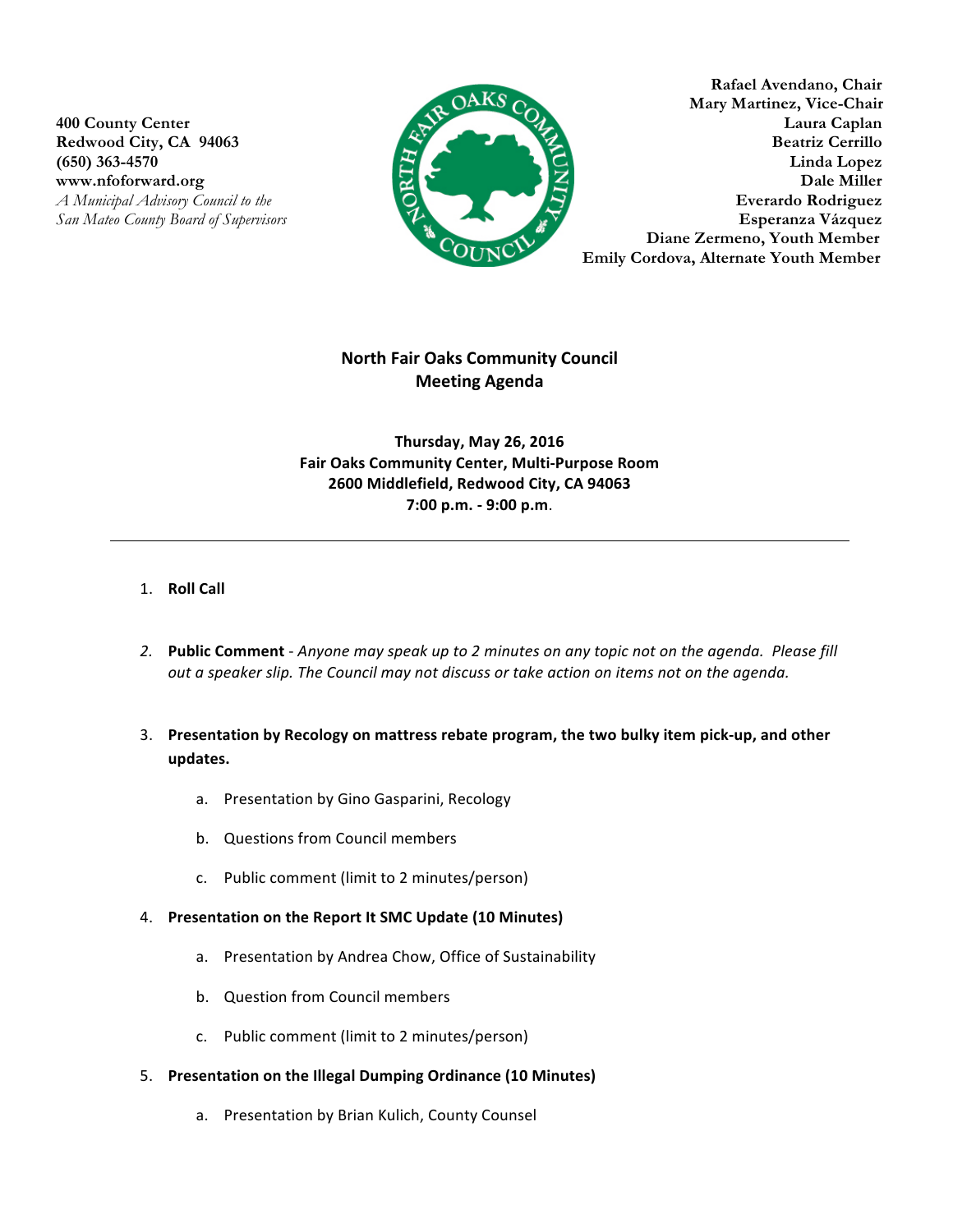**400 County Center**
**Redwood City, CA 94063**
**(650) 363-4570**
**www.nfoforward.org**
*A Municipal Advisory Council to the San Mateo County Board of Supervisors*

**Rafael Avendano, Chair**
**Mary Martinez, Vice-Chair**
**Laura Caplan**
**Beatriz Cerrillo**
**Linda Lopez**
**Dale Miller**
**Everardo Rodriguez**
**Esperanza Vázquez**
**Diane Zermeno, Youth Member**
**Emily Cordova, Alternate Youth Member**

# North Fair Oaks Community Council
## Meeting Agenda

**Thursday, May 26, 2016**
**Fair Oaks Community Center, Multi-Purpose Room**
**2600 Middlefield, Redwood City, CA 94063**
**7:00 p.m. - 9:00 p.m.**

---

1. **Roll Call**

2. **Public Comment** - *Anyone may speak up to 2 minutes on any topic not on the agenda. Please fill out a speaker slip. The Council may not discuss or take action on items not on the agenda.*

3. **Presentation by Recology on mattress rebate program, the two bulky item pick-up, and other updates.**
   a. Presentation by Gino Gasparini, Recology
   b. Questions from Council members
   c. Public comment (limit to 2 minutes/person)

4. **Presentation on the Report It SMC Update (10 Minutes)**
   a. Presentation by Andrea Chow, Office of Sustainability
   b. Question from Council members
   c. Public comment (limit to 2 minutes/person)

5. **Presentation on the Illegal Dumping Ordinance (10 Minutes)**
   a. Presentation by Brian Kulich, County Counsel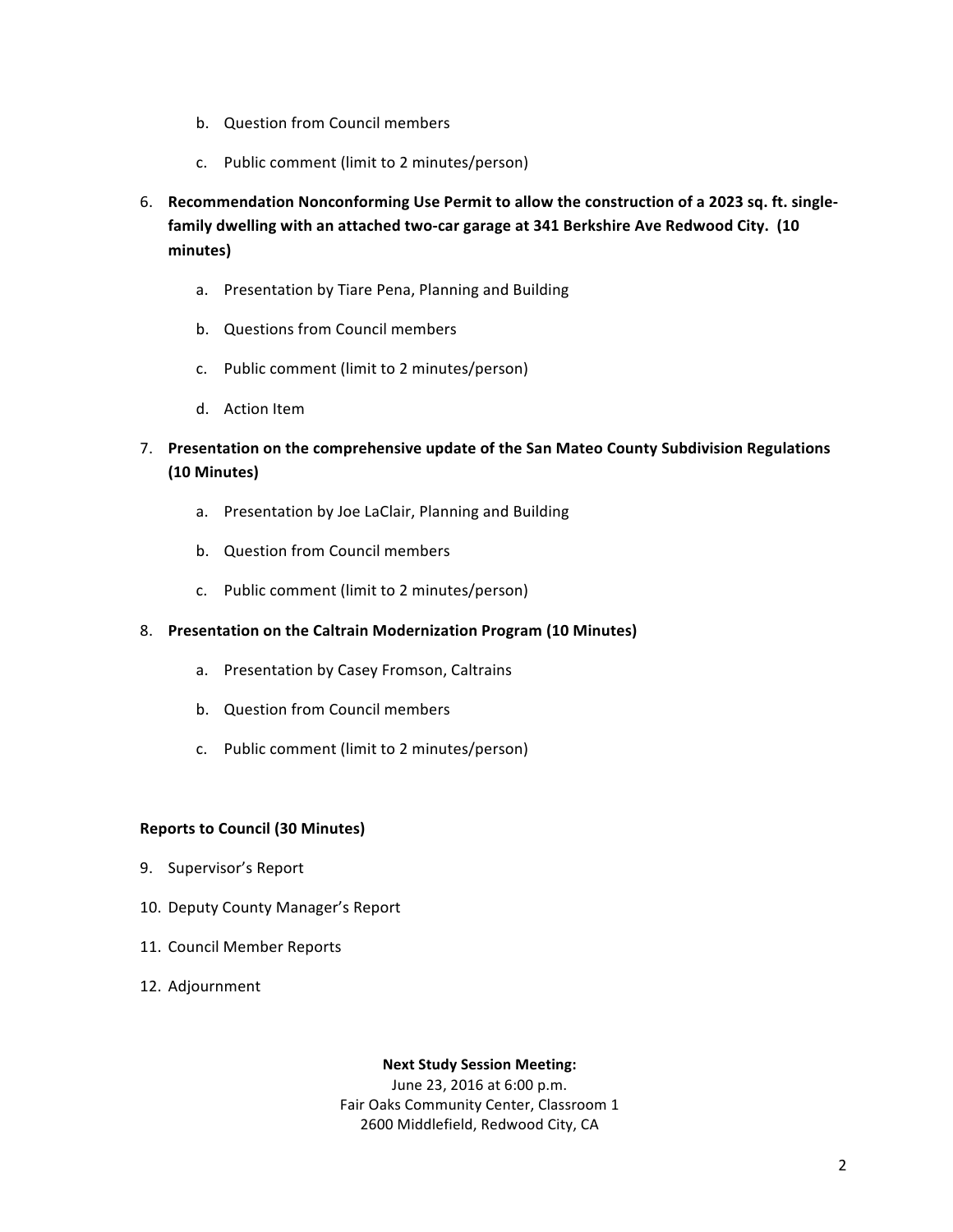b. Question from Council members

   c. Public comment (limit to 2 minutes/person)

6. **Recommendation Nonconforming Use Permit to allow the construction of a 2023 sq. ft. single-family dwelling with an attached two-car garage at 341 Berkshire Ave Redwood City. (10 minutes)**

   a. Presentation by Tiare Pena, Planning and Building

   b. Questions from Council members

   c. Public comment (limit to 2 minutes/person)

   d. Action Item

7. **Presentation on the comprehensive update of the San Mateo County Subdivision Regulations (10 Minutes)**

   a. Presentation by Joe LaClair, Planning and Building

   b. Question from Council members

   c. Public comment (limit to 2 minutes/person)

8. **Presentation on the Caltrain Modernization Program (10 Minutes)**

   a. Presentation by Casey Fromson, Caltrains

   b. Question from Council members

   c. Public comment (limit to 2 minutes/person)

**Reports to Council (30 Minutes)**

9. Supervisor's Report

10. Deputy County Manager's Report

11. Council Member Reports

12. Adjournment

**Next Study Session Meeting:**

June 23, 2016 at 6:00 p.m.
Fair Oaks Community Center, Classroom 1
2600 Middlefield, Redwood City, CA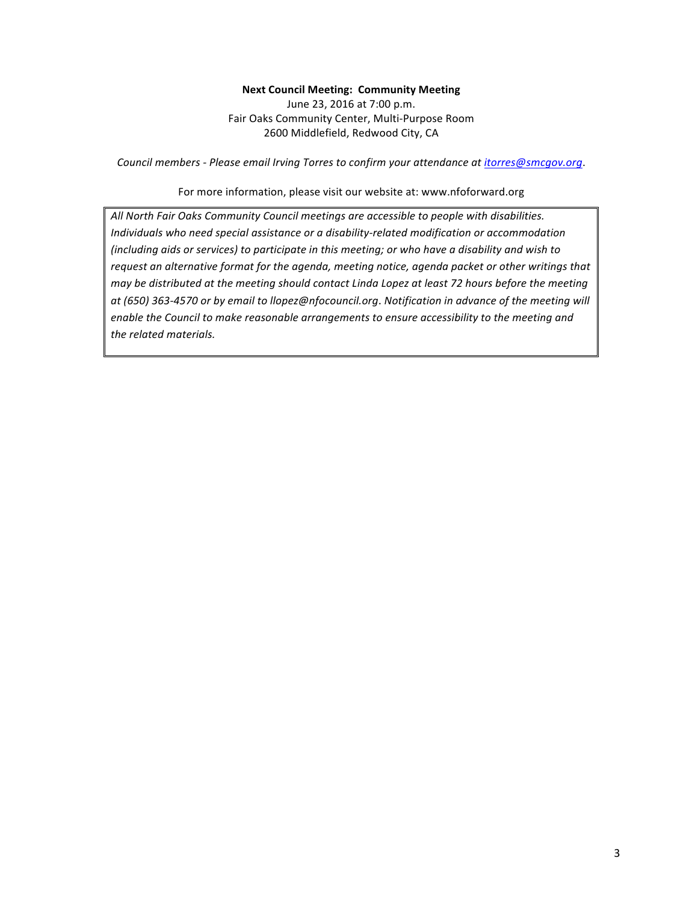**Next Council Meeting: Community Meeting**

June 23, 2016 at 7:00 p.m.
Fair Oaks Community Center, Multi-Purpose Room
2600 Middlefield, Redwood City, CA

*Council members - Please email Irving Torres to confirm your attendance at itorres@smcgov.org.*

For more information, please visit our website at: www.nfoforward.org

*All North Fair Oaks Community Council meetings are accessible to people with disabilities. Individuals who need special assistance or a disability-related modification or accommodation (including aids or services) to participate in this meeting; or who have a disability and wish to request an alternative format for the agenda, meeting notice, agenda packet or other writings that may be distributed at the meeting should contact Linda Lopez at least 72 hours before the meeting at (650) 363-4570 or by email to llopez@nfocouncil.org. Notification in advance of the meeting will enable the Council to make reasonable arrangements to ensure accessibility to the meeting and the related materials.*